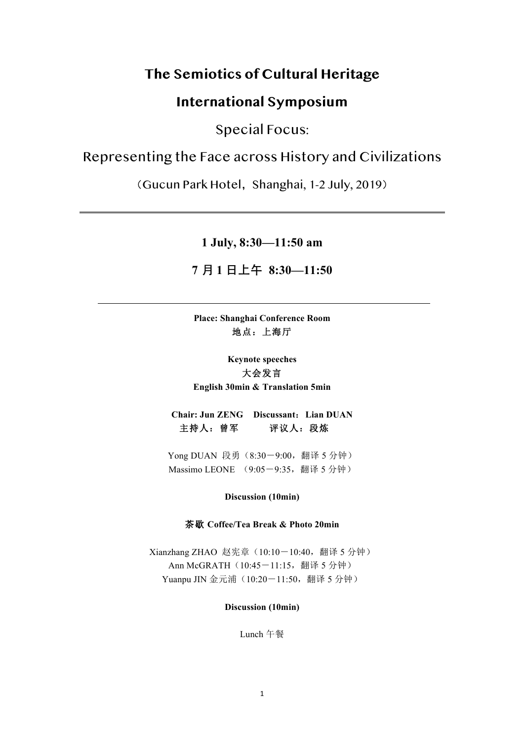# The Semiotics of Cultural Heritage

# International Symposium

## Special Focus:

## Representing the Face across History and Civilizations

（Gucun Park Hotel，Shanghai, 1-2 July, 2019）

---

**1 July, 8:30—11:50 am**

**7 月 1 日上午 8:30—11:50**

---

**Place: Shanghai Conference Room**
**地点：上海厅**

**Keynote speeches**
**大会发言**
**English 30min & Translation 5min**

**Chair: Jun ZENG Discussant：Lian DUAN**
**主持人：曾军 评议人：段炼**

Yong DUAN 段勇（8:30－9:00，翻译 5 分钟）
Massimo LEONE （9:05－9:35，翻译 5 分钟）

**Discussion (10min)**

**茶歇 Coffee/Tea Break & Photo 20min**

Xianzhang ZHAO 赵宪章（10:10－10:40，翻译 5 分钟）
Ann McGRATH（10:45－11:15，翻译 5 分钟）
Yuanpu JIN 金元浦（10:20－11:50，翻译 5 分钟）

**Discussion (10min)**

Lunch 午餐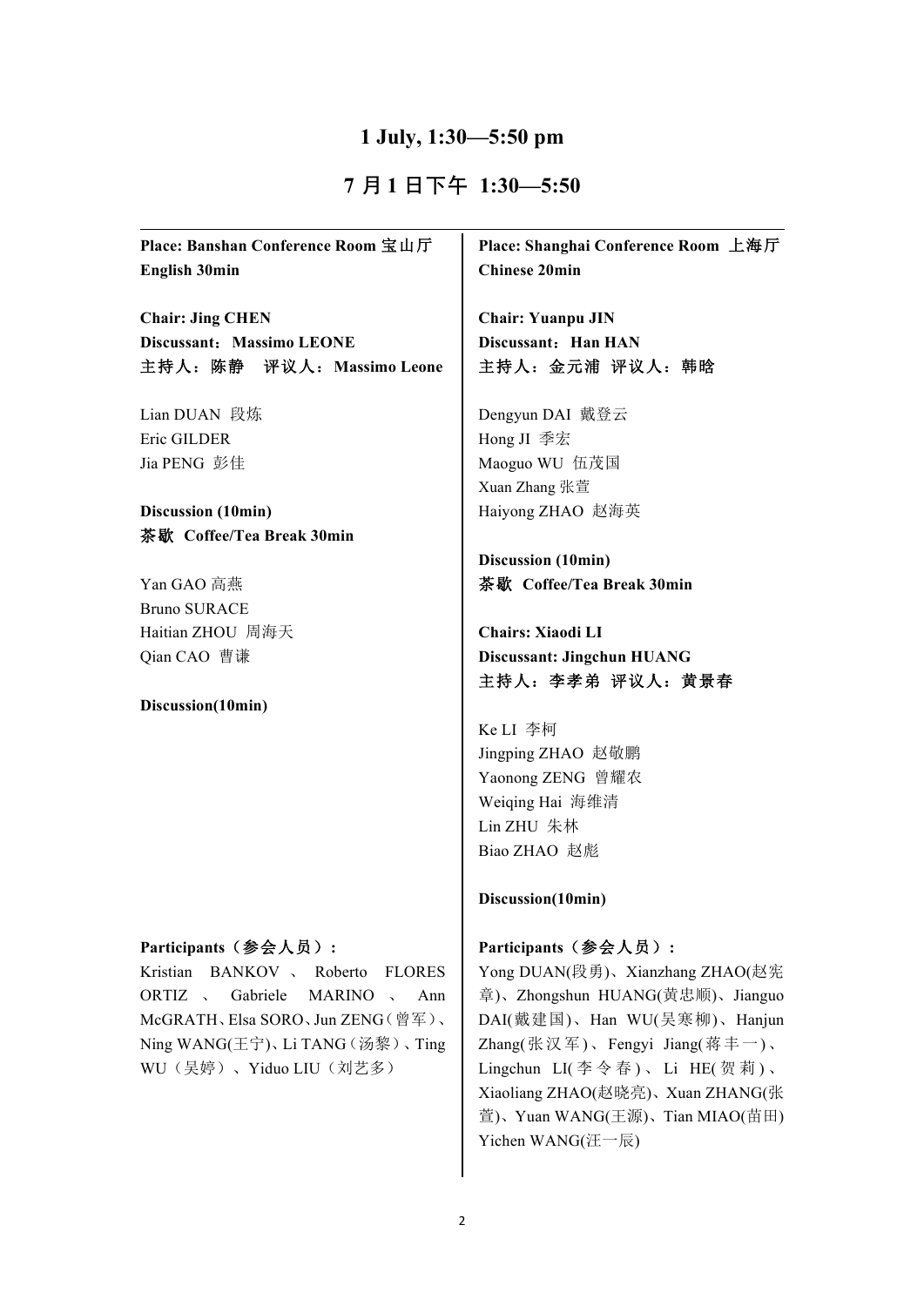# 1 July, 1:30—5:50 pm

# 7 月 1 日下午 1:30—5:50

**Place: Banshan Conference Room 宝山厅**
**English 30min**

**Chair: Jing CHEN**
**Discussant：Massimo LEONE**
**主持人：陈静　评议人：Massimo Leone**

Lian DUAN 段炼
Eric GILDER
Jia PENG 彭佳

**Discussion (10min)**
**茶歇 Coffee/Tea Break 30min**

Yan GAO 高燕
Bruno SURACE
Haitian ZHOU 周海天
Qian CAO 曹谦

**Discussion(10min)**

**Participants（参会人员）:**
Kristian BANKOV、Roberto FLORES ORTIZ、Gabriele MARINO、Ann McGRATH、Elsa SORO、Jun ZENG（曾军）、Ning WANG(王宁)、Li TANG（汤黎）、Ting WU（吴婷）、Yiduo LIU（刘艺多）

**Place: Shanghai Conference Room 上海厅**
**Chinese 20min**

**Chair: Yuanpu JIN**
**Discussant：Han HAN**
**主持人：金元浦 评议人：韩晗**

Dengyun DAI 戴登云
Hong JI 季宏
Maoguo WU 伍茂国
Xuan Zhang 张萱
Haiyong ZHAO 赵海英

**Discussion (10min)**
**茶歇 Coffee/Tea Break 30min**

**Chairs: Xiaodi LI**
**Discussant: Jingchun HUANG**
**主持人：李孝弟 评议人：黄景春**

Ke LI 李柯
Jingping ZHAO 赵敬鹏
Yaonong ZENG 曾耀农
Weiqing Hai 海维清
Lin ZHU 朱林
Biao ZHAO 赵彪

**Discussion(10min)**

**Participants（参会人员）:**
Yong DUAN(段勇)、Xianzhang ZHAO(赵宪章)、Zhongshun HUANG(黄忠顺)、Jianguo DAI(戴建国)、Han WU(吴寒柳)、Hanjun Zhang(张汉军)、Fengyi Jiang(蒋丰一)、Lingchun LI(李令春)、Li HE(贺莉)、Xiaoliang ZHAO(赵晓亮)、Xuan ZHANG(张萱)、Yuan WANG(王源)、Tian MIAO(苗田) Yichen WANG(汪一辰)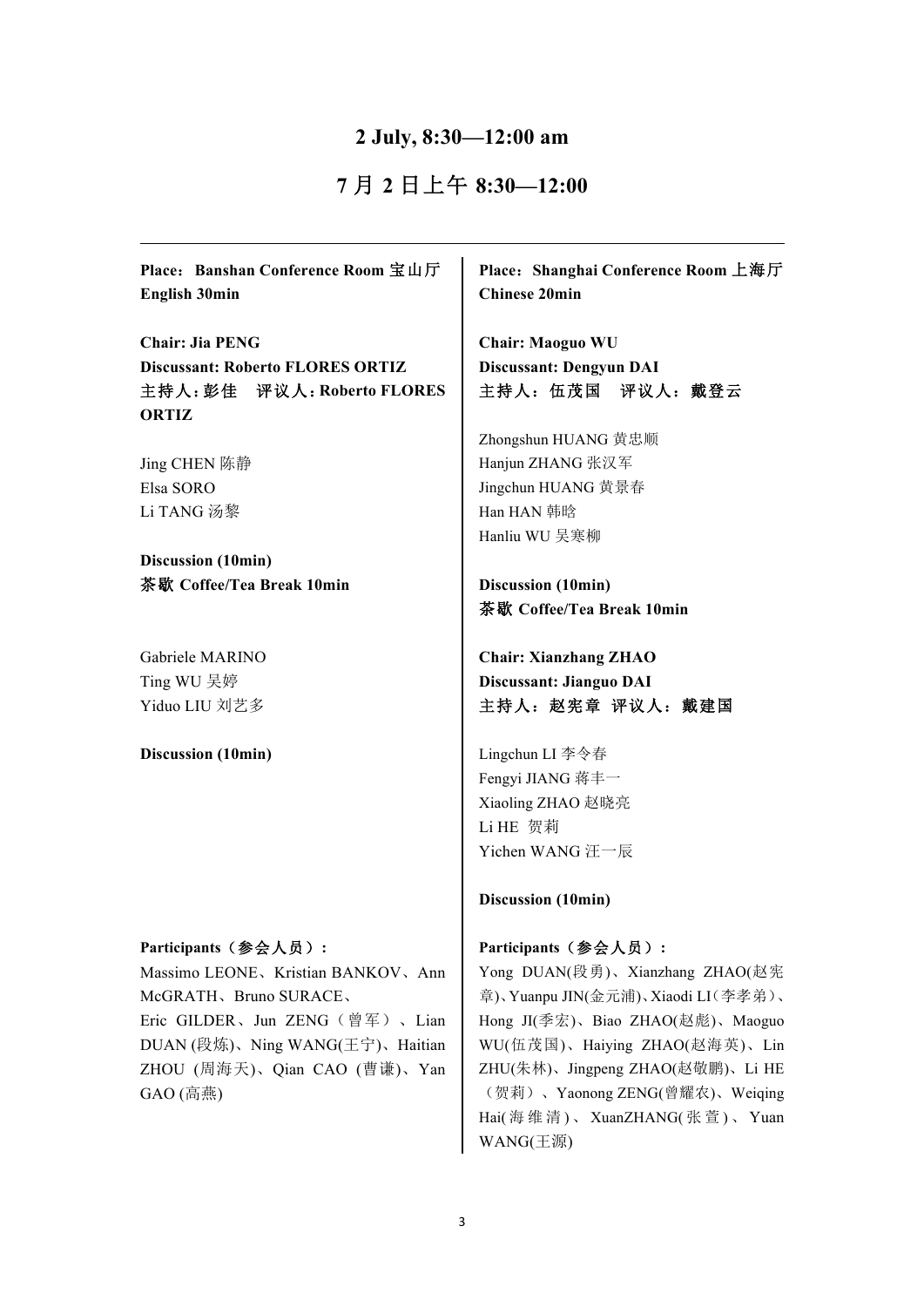# 2 July, 8:30—12:00 am

# 7 月 2 日上午 8:30—12:00

---

**Place：Banshan Conference Room 宝山厅**
**English 30min**

**Chair: Jia PENG**
**Discussant: Roberto FLORES ORTIZ**
**主持人：彭佳　评议人：Roberto FLORES ORTIZ**

Jing CHEN 陈静
Elsa SORO
Li TANG 汤黎

**Discussion (10min)**
**茶歇 Coffee/Tea Break 10min**

Gabriele MARINO
Ting WU 吴婷
Yiduo LIU 刘艺多

**Discussion (10min)**

**Participants（参会人员）:**
Massimo LEONE、Kristian BANKOV、Ann McGRATH、Bruno SURACE、Eric GILDER、Jun ZENG（曾军）、Lian DUAN (段炼)、Ning WANG(王宁)、Haitian ZHOU (周海天)、Qian CAO (曹谦)、Yan GAO (高燕)

---

**Place：Shanghai Conference Room 上海厅**
**Chinese 20min**

**Chair: Maoguo WU**
**Discussant: Dengyun DAI**
**主持人：伍茂国　评议人：戴登云**

Zhongshun HUANG 黄忠顺
Hanjun ZHANG 张汉军
Jingchun HUANG 黄景春
Han HAN 韩晗
Hanliu WU 吴寒柳

**Discussion (10min)**
**茶歇 Coffee/Tea Break 10min**

**Chair: Xianzhang ZHAO**
**Discussant: Jianguo DAI**
**主持人：赵宪章 评议人：戴建国**

Lingchun LI 李令春
Fengyi JIANG 蒋丰一
Xiaoling ZHAO 赵晓亮
Li HE 贺莉
Yichen WANG 汪一辰

**Discussion (10min)**

**Participants（参会人员）:**
Yong DUAN(段勇)、Xianzhang ZHAO(赵宪章)、Yuanpu JIN(金元浦)、Xiaodi LI（李孝弟）、Hong JI(季宏)、Biao ZHAO(赵彪)、Maoguo WU(伍茂国)、Haiying ZHAO(赵海英)、Lin ZHU(朱林)、Jingpeng ZHAO(赵敬鹏)、Li HE（贺莉）、Yaonong ZENG(曾耀农)、Weiqing Hai(海维清)、XuanZHANG(张萱)、Yuan WANG(王源)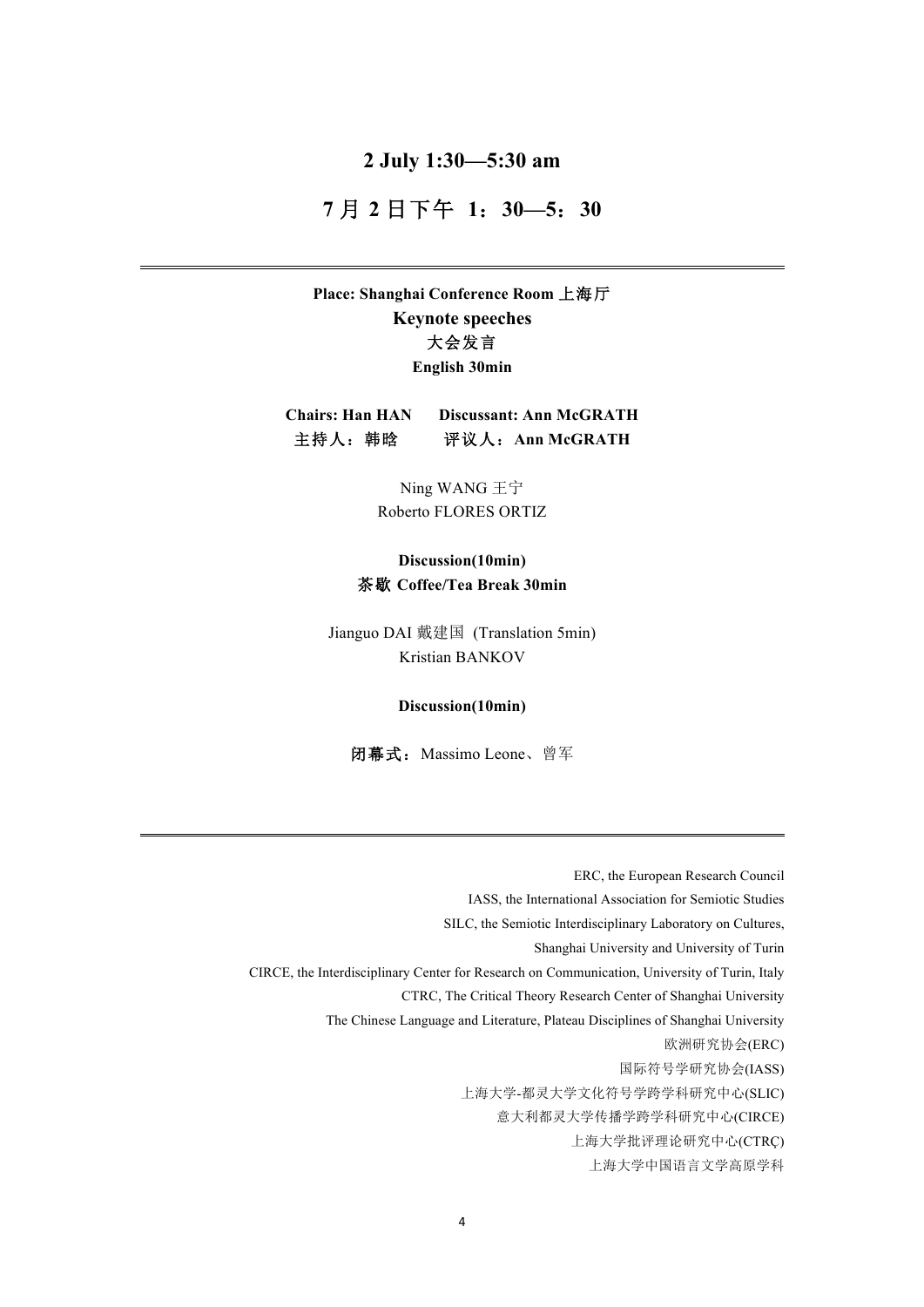## 2 July 1:30—5:30 am

## 7 月 2 日下午 1：30—5：30

---

**Place: Shanghai Conference Room 上海厅**

**Keynote speeches**

**大会发言**

**English 30min**

**Chairs: Han HAN  Discussant: Ann McGRATH**

**主持人：韩晗  评议人：Ann McGRATH**

Ning WANG 王宁

Roberto FLORES ORTIZ

**Discussion(10min)**

**茶歇 Coffee/Tea Break 30min**

Jianguo DAI 戴建国 (Translation 5min)

Kristian BANKOV

**Discussion(10min)**

**闭幕式**：Massimo Leone、曾军

---

ERC, the European Research Council

IASS, the International Association for Semiotic Studies

SILC, the Semiotic Interdisciplinary Laboratory on Cultures,

Shanghai University and University of Turin

CIRCE, the Interdisciplinary Center for Research on Communication, University of Turin, Italy

CTRC, The Critical Theory Research Center of Shanghai University

The Chinese Language and Literature, Plateau Disciplines of Shanghai University

欧洲研究协会(ERC)

国际符号学研究协会(IASS)

上海大学-都灵大学文化符号学跨学科研究中心(SLIC)

意大利都灵大学传播学跨学科研究中心(CIRCE)

上海大学批评理论研究中心(CTRÇ)

上海大学中国语言文学高原学科